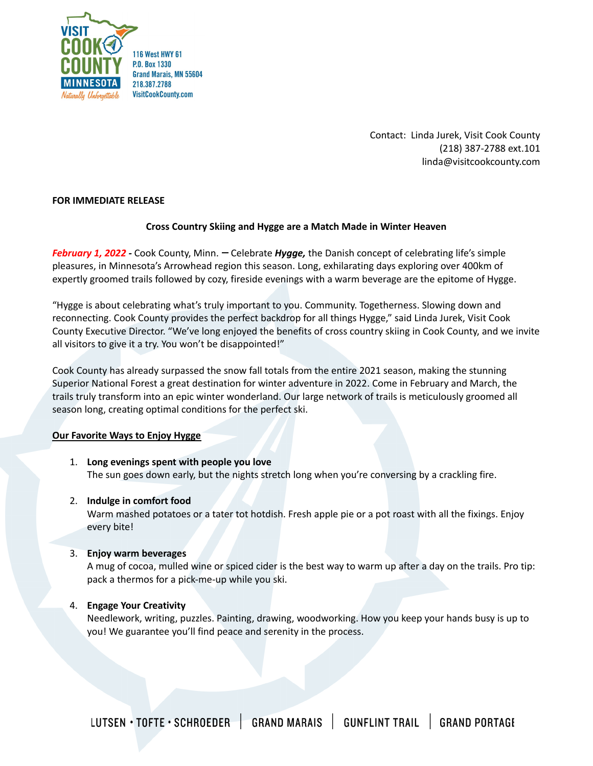116 West HWY 61
P.O. Box 1330
Grand Marais, MN 55604
218.387.2788
VisitCookCounty.com

Contact: Linda Jurek, Visit Cook County
(218) 387-2788 ext.101
linda@visitcookcounty.com

**FOR IMMEDIATE RELEASE**

**Cross Country Skiing and Hygge are a Match Made in Winter Heaven**

***February 1, 2022*** **-** Cook County, Minn. – Celebrate ***Hygge,*** the Danish concept of celebrating life's simple pleasures, in Minnesota's Arrowhead region this season. Long, exhilarating days exploring over 400km of expertly groomed trails followed by cozy, fireside evenings with a warm beverage are the epitome of Hygge.

"Hygge is about celebrating what's truly important to you. Community. Togetherness. Slowing down and reconnecting. Cook County provides the perfect backdrop for all things Hygge," said Linda Jurek, Visit Cook County Executive Director. "We've long enjoyed the benefits of cross country skiing in Cook County, and we invite all visitors to give it a try. You won't be disappointed!"

Cook County has already surpassed the snow fall totals from the entire 2021 season, making the stunning Superior National Forest a great destination for winter adventure in 2022. Come in February and March, the trails truly transform into an epic winter wonderland. Our large network of trails is meticulously groomed all season long, creating optimal conditions for the perfect ski.

**Our Favorite Ways to Enjoy Hygge**

1. **Long evenings spent with people you love**
   The sun goes down early, but the nights stretch long when you're conversing by a crackling fire.

2. **Indulge in comfort food**
   Warm mashed potatoes or a tater tot hotdish. Fresh apple pie or a pot roast with all the fixings. Enjoy every bite!

3. **Enjoy warm beverages**
   A mug of cocoa, mulled wine or spiced cider is the best way to warm up after a day on the trails. Pro tip: pack a thermos for a pick-me-up while you ski.

4. **Engage Your Creativity**
   Needlework, writing, puzzles. Painting, drawing, woodworking. How you keep your hands busy is up to you! We guarantee you'll find peace and serenity in the process.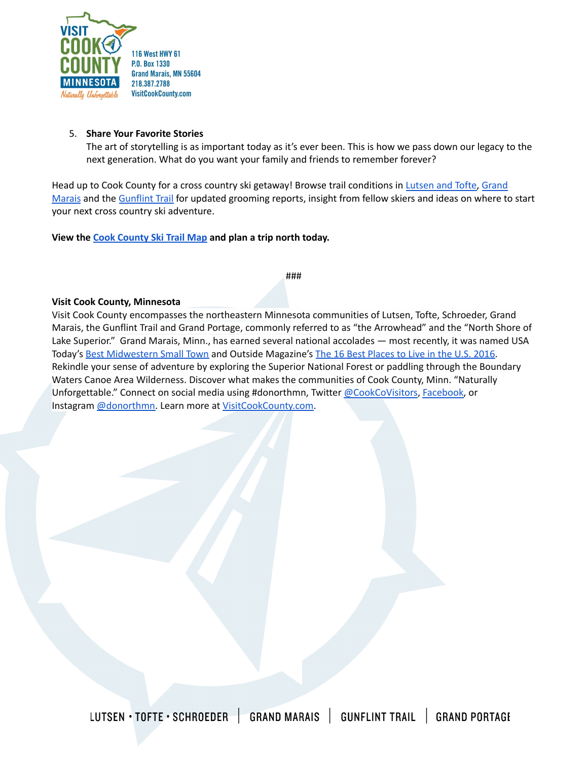5. **Share Your Favorite Stories**
   The art of storytelling is as important today as it's ever been. This is how we pass down our legacy to the next generation. What do you want your family and friends to remember forever?

Head up to Cook County for a cross country ski getaway! Browse trail conditions in Lutsen and Tofte, Grand Marais and the Gunflint Trail for updated grooming reports, insight from fellow skiers and ideas on where to start your next cross country ski adventure.

**View the Cook County Ski Trail Map and plan a trip north today.**

###

**Visit Cook County, Minnesota**
Visit Cook County encompasses the northeastern Minnesota communities of Lutsen, Tofte, Schroeder, Grand Marais, the Gunflint Trail and Grand Portage, commonly referred to as "the Arrowhead" and the "North Shore of Lake Superior." Grand Marais, Minn., has earned several national accolades — most recently, it was named USA Today's Best Midwestern Small Town and Outside Magazine's The 16 Best Places to Live in the U.S. 2016. Rekindle your sense of adventure by exploring the Superior National Forest or paddling through the Boundary Waters Canoe Area Wilderness. Discover what makes the communities of Cook County, Minn. "Naturally Unforgettable." Connect on social media using #donorthmn, Twitter @CookCoVisitors, Facebook, or Instagram @donorthmn. Learn more at VisitCookCounty.com.